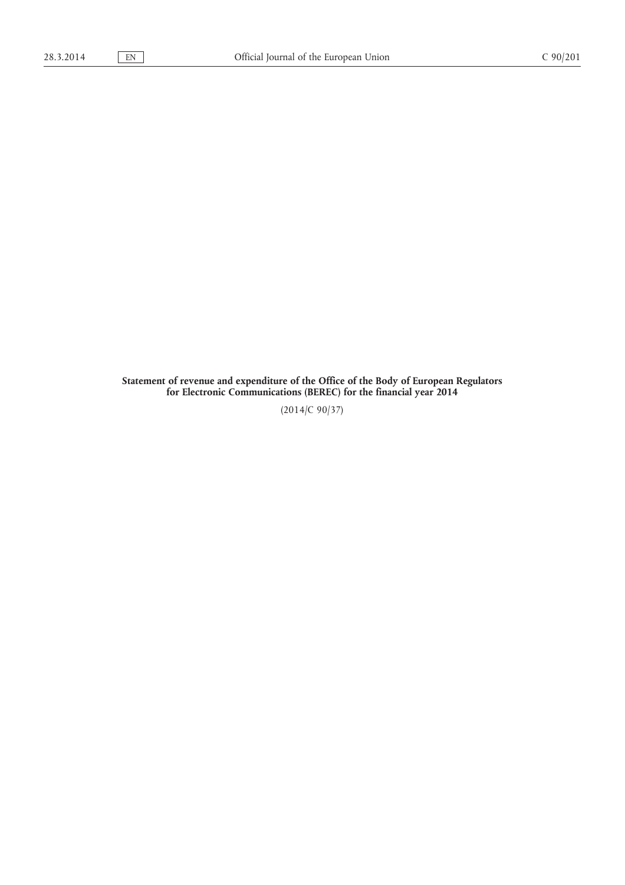**Statement of revenue and expenditure of the Office of the Body of European Regulators for Electronic Communications (BEREC) for the financial year 2014**

(2014/C 90/37)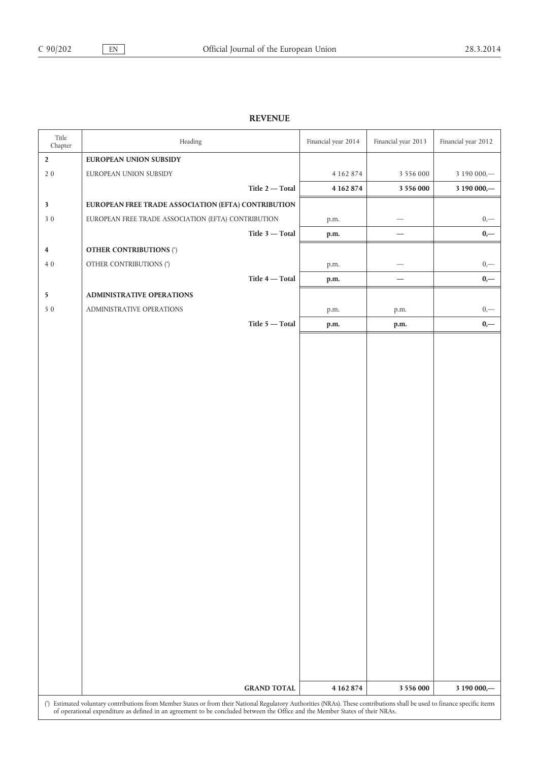**REVENUE**

| Title Chapter | Heading | Financial year 2014 | Financial year 2013 | Financial year 2012 |
|---|---|---|---|---|
| **2** | **EUROPEAN UNION SUBSIDY** | | | |
| 2 0 | EUROPEAN UNION SUBSIDY | 4 162 874 | 3 556 000 | 3 190 000,— |
| | **Title 2 — Total** | **4 162 874** | **3 556 000** | **3 190 000,—** |
| **3** | **EUROPEAN FREE TRADE ASSOCIATION (EFTA) CONTRIBUTION** | | | |
| 3 0 | EUROPEAN FREE TRADE ASSOCIATION (EFTA) CONTRIBUTION | p.m. | — | 0,— |
| | **Title 3 — Total** | **p.m.** | **—** | **0,—** |
| **4** | **OTHER CONTRIBUTIONS** (*) | | | |
| 4 0 | OTHER CONTRIBUTIONS (*) | p.m. | — | 0,— |
| | **Title 4 — Total** | **p.m.** | **—** | **0,—** |
| **5** | **ADMINISTRATIVE OPERATIONS** | | | |
| 5 0 | ADMINISTRATIVE OPERATIONS | p.m. | p.m. | 0,— |
| | **Title 5 — Total** | **p.m.** | **p.m.** | **0,—** |
| | **GRAND TOTAL** | **4 162 874** | **3 556 000** | **3 190 000,—** |

(*) Estimated voluntary contributions from Member States or from their National Regulatory Authorities (NRAs). These contributions shall be used to finance specific items of operational expenditure as defined in an agreement to be concluded between the Office and the Member States of their NRAs.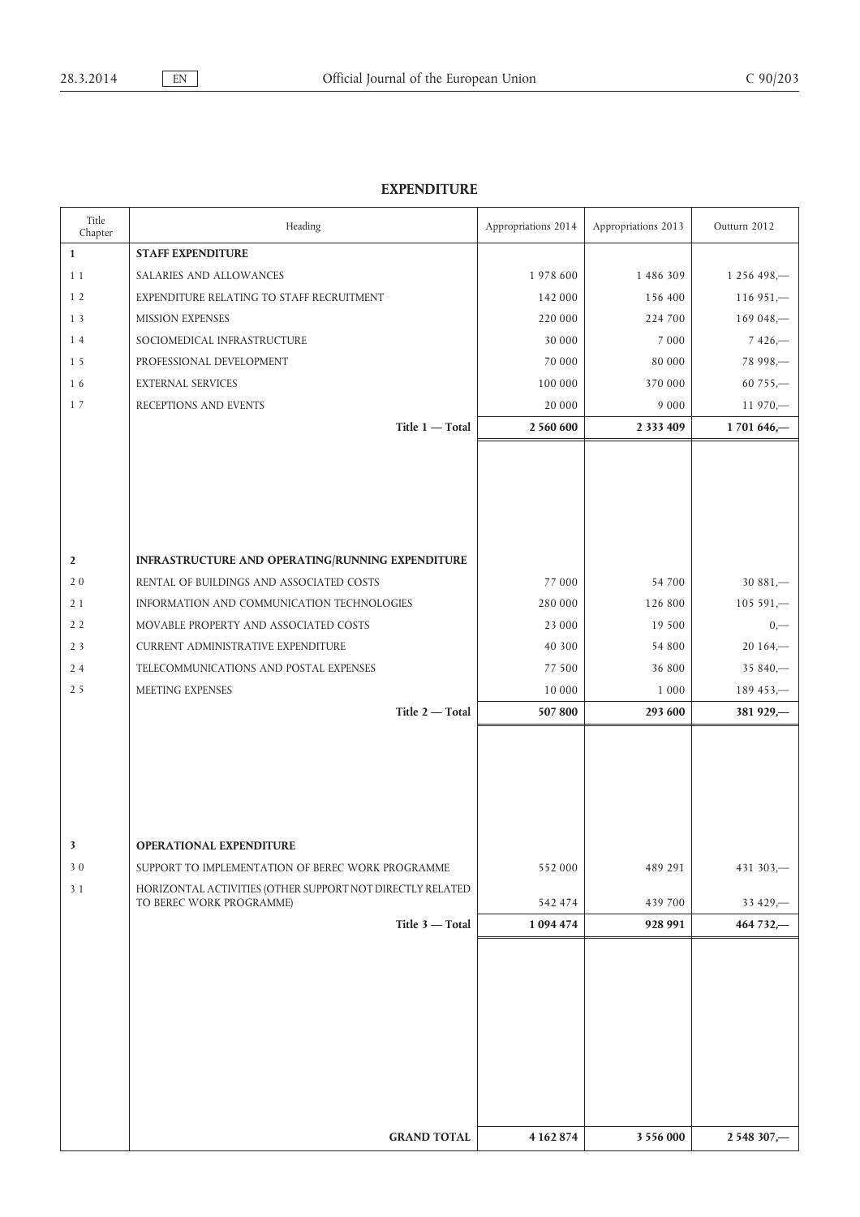## EXPENDITURE

| Title Chapter | Heading | Appropriations 2014 | Appropriations 2013 | Outturn 2012 |
|---|---|---|---|---|
| **1** | **STAFF EXPENDITURE** | | | |
| 1 1 | SALARIES AND ALLOWANCES | 1 978 600 | 1 486 309 | 1 256 498,— |
| 1 2 | EXPENDITURE RELATING TO STAFF RECRUITMENT | 142 000 | 156 400 | 116 951,— |
| 1 3 | MISSION EXPENSES | 220 000 | 224 700 | 169 048,— |
| 1 4 | SOCIOMEDICAL INFRASTRUCTURE | 30 000 | 7 000 | 7 426,— |
| 1 5 | PROFESSIONAL DEVELOPMENT | 70 000 | 80 000 | 78 998,— |
| 1 6 | EXTERNAL SERVICES | 100 000 | 370 000 | 60 755,— |
| 1 7 | RECEPTIONS AND EVENTS | 20 000 | 9 000 | 11 970,— |
| | **Title 1 — Total** | **2 560 600** | **2 333 409** | **1 701 646,—** |
| **2** | **INFRASTRUCTURE AND OPERATING/RUNNING EXPENDITURE** | | | |
| 2 0 | RENTAL OF BUILDINGS AND ASSOCIATED COSTS | 77 000 | 54 700 | 30 881,— |
| 2 1 | INFORMATION AND COMMUNICATION TECHNOLOGIES | 280 000 | 126 800 | 105 591,— |
| 2 2 | MOVABLE PROPERTY AND ASSOCIATED COSTS | 23 000 | 19 500 | 0,— |
| 2 3 | CURRENT ADMINISTRATIVE EXPENDITURE | 40 300 | 54 800 | 20 164,— |
| 2 4 | TELECOMMUNICATIONS AND POSTAL EXPENSES | 77 500 | 36 800 | 35 840,— |
| 2 5 | MEETING EXPENSES | 10 000 | 1 000 | 189 453,— |
| | **Title 2 — Total** | **507 800** | **293 600** | **381 929,—** |
| **3** | **OPERATIONAL EXPENDITURE** | | | |
| 3 0 | SUPPORT TO IMPLEMENTATION OF BEREC WORK PROGRAMME | 552 000 | 489 291 | 431 303,— |
| 3 1 | HORIZONTAL ACTIVITIES (OTHER SUPPORT NOT DIRECTLY RELATED TO BEREC WORK PROGRAMME) | 542 474 | 439 700 | 33 429,— |
| | **Title 3 — Total** | **1 094 474** | **928 991** | **464 732,—** |
| | **GRAND TOTAL** | **4 162 874** | **3 556 000** | **2 548 307,—** |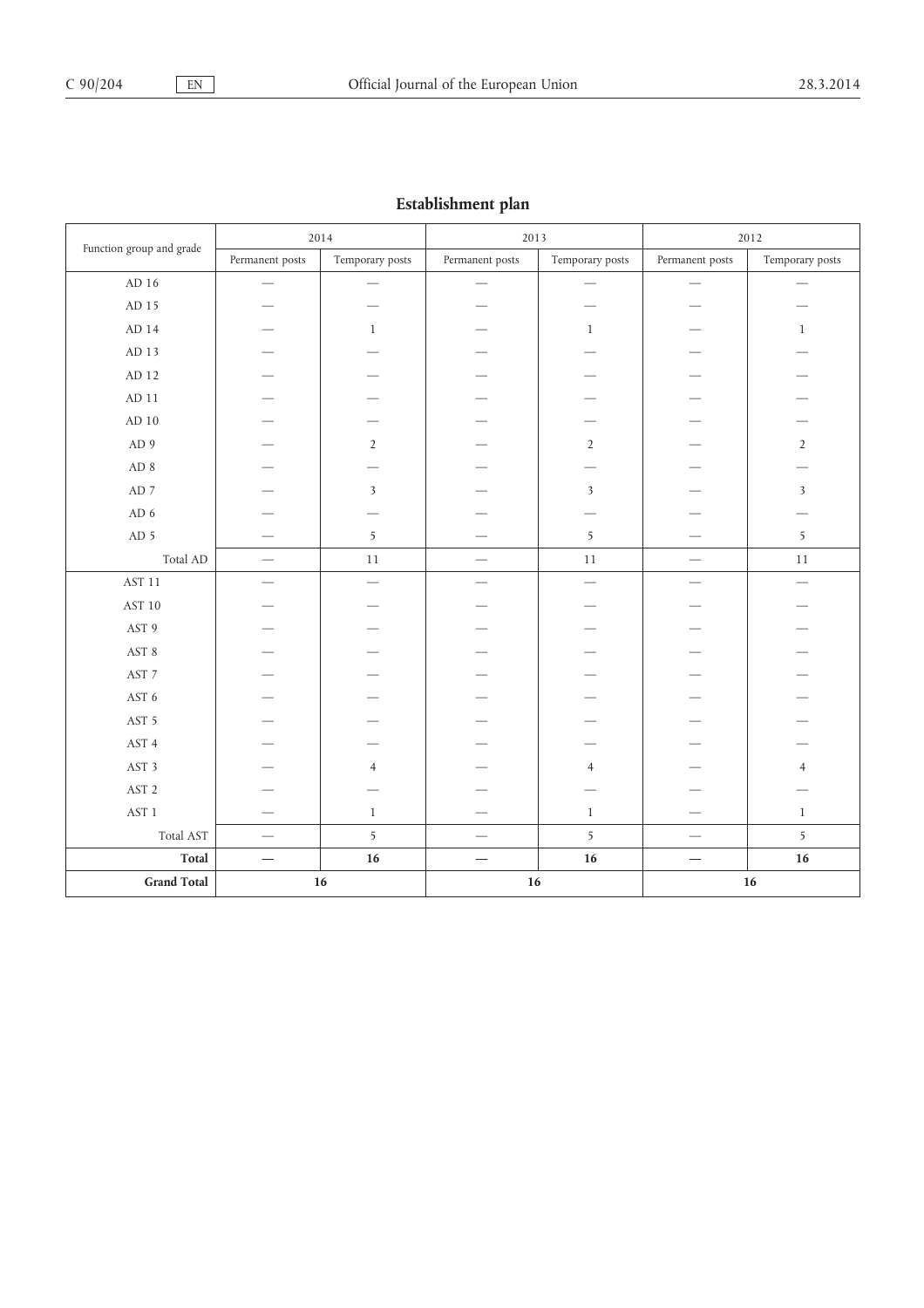## Establishment plan

| Function group and grade | 2014 | | 2013 | | 2012 | |
|---|---|---|---|---|---|---|
| | Permanent posts | Temporary posts | Permanent posts | Temporary posts | Permanent posts | Temporary posts |
| AD 16 | — | — | — | — | — | — |
| AD 15 | — | — | — | — | — | — |
| AD 14 | — | 1 | — | 1 | — | 1 |
| AD 13 | — | — | — | — | — | — |
| AD 12 | — | — | — | — | — | — |
| AD 11 | — | — | — | — | — | — |
| AD 10 | — | — | — | — | — | — |
| AD 9 | — | 2 | — | 2 | — | 2 |
| AD 8 | — | — | — | — | — | — |
| AD 7 | — | 3 | — | 3 | — | 3 |
| AD 6 | — | — | — | — | — | — |
| AD 5 | — | 5 | — | 5 | — | 5 |
| Total AD | — | 11 | — | 11 | — | 11 |
| AST 11 | — | — | — | — | — | — |
| AST 10 | — | — | — | — | — | — |
| AST 9 | — | — | — | — | — | — |
| AST 8 | — | — | — | — | — | — |
| AST 7 | — | — | — | — | — | — |
| AST 6 | — | — | — | — | — | — |
| AST 5 | — | — | — | — | — | — |
| AST 4 | — | — | — | — | — | — |
| AST 3 | — | 4 | — | 4 | — | 4 |
| AST 2 | — | — | — | — | — | — |
| AST 1 | — | 1 | — | 1 | — | 1 |
| Total AST | — | 5 | — | 5 | — | 5 |
| **Total** | **—** | **16** | **—** | **16** | **—** | **16** |
| **Grand Total** | **16** | | **16** | | **16** | |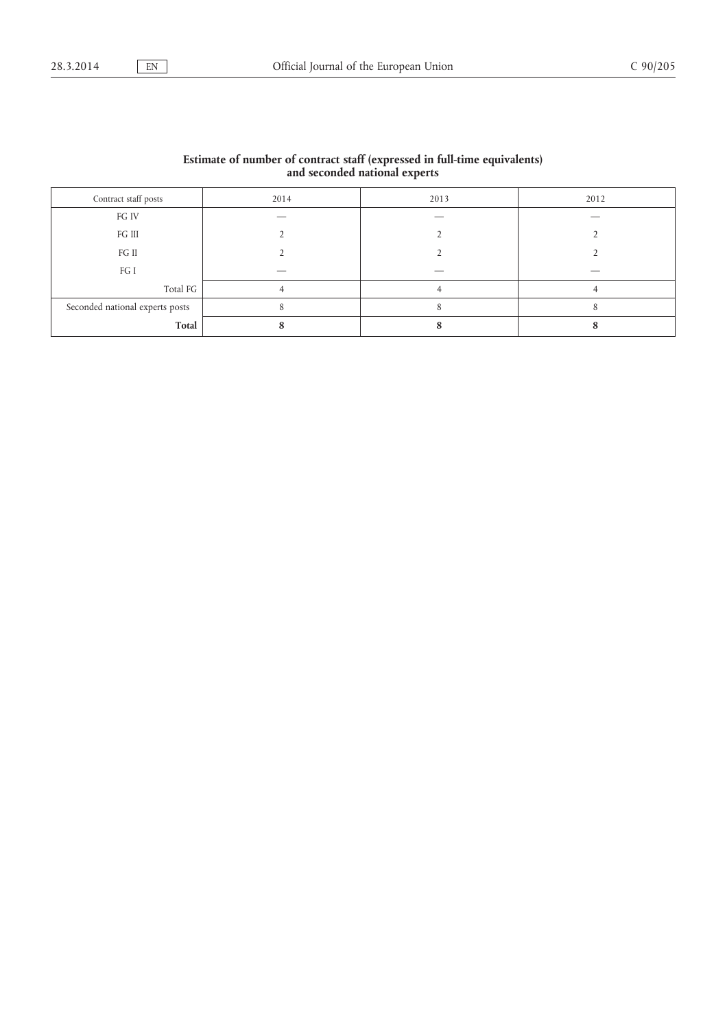**Estimate of number of contract staff (expressed in full-time equivalents) and seconded national experts**

| Contract staff posts | 2014 | 2013 | 2012 |
|---|---|---|---|
| FG IV | — | — | — |
| FG III | 2 | 2 | 2 |
| FG II | 2 | 2 | 2 |
| FG I | — | — | — |
| Total FG | 4 | 4 | 4 |
| Seconded national experts posts | 8 | 8 | 8 |
| **Total** | **8** | **8** | **8** |